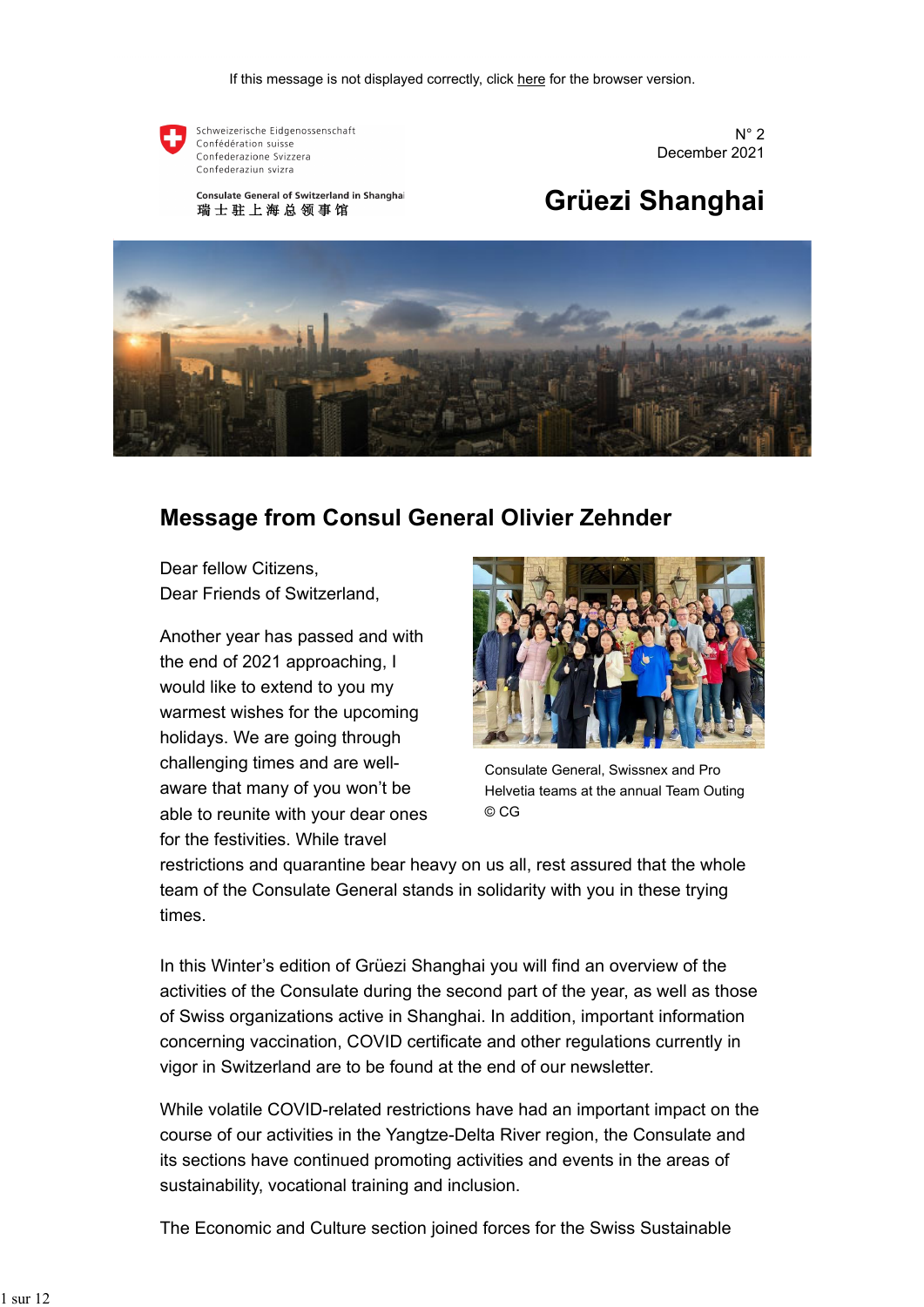If this message is not displayed correctly, click here for the browser version.

Schweizerische Eidgenossenschaft
Confédération suisse
Confederazione Svizzera
Confederaziun svizra

Consulate General of Switzerland in Shanghai
瑞士驻上海总领事馆

N° 2
December 2021

# Grüezi Shanghai

## Message from Consul General Olivier Zehnder

Dear fellow Citizens,
Dear Friends of Switzerland,

Consulate General, Swissnex and Pro Helvetia teams at the annual Team Outing © CG

Another year has passed and with the end of 2021 approaching, I would like to extend to you my warmest wishes for the upcoming holidays. We are going through challenging times and are well-aware that many of you won't be able to reunite with your dear ones for the festivities. While travel restrictions and quarantine bear heavy on us all, rest assured that the whole team of the Consulate General stands in solidarity with you in these trying times.

In this Winter's edition of Grüezi Shanghai you will find an overview of the activities of the Consulate during the second part of the year, as well as those of Swiss organizations active in Shanghai. In addition, important information concerning vaccination, COVID certificate and other regulations currently in vigor in Switzerland are to be found at the end of our newsletter.

While volatile COVID-related restrictions have had an important impact on the course of our activities in the Yangtze-Delta River region, the Consulate and its sections have continued promoting activities and events in the areas of sustainability, vocational training and inclusion.

The Economic and Culture section joined forces for the Swiss Sustainable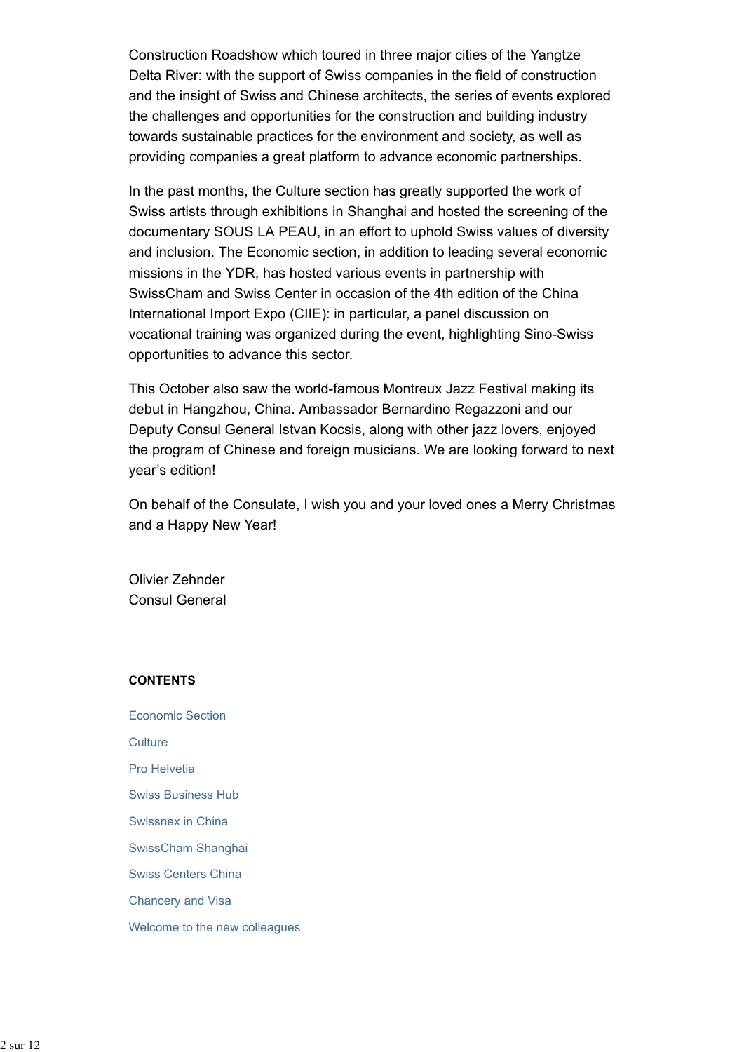Construction Roadshow which toured in three major cities of the Yangtze Delta River: with the support of Swiss companies in the field of construction and the insight of Swiss and Chinese architects, the series of events explored the challenges and opportunities for the construction and building industry towards sustainable practices for the environment and society, as well as providing companies a great platform to advance economic partnerships.

In the past months, the Culture section has greatly supported the work of Swiss artists through exhibitions in Shanghai and hosted the screening of the documentary SOUS LA PEAU, in an effort to uphold Swiss values of diversity and inclusion. The Economic section, in addition to leading several economic missions in the YDR, has hosted various events in partnership with SwissCham and Swiss Center in occasion of the 4th edition of the China International Import Expo (CIIE): in particular, a panel discussion on vocational training was organized during the event, highlighting Sino-Swiss opportunities to advance this sector.

This October also saw the world-famous Montreux Jazz Festival making its debut in Hangzhou, China. Ambassador Bernardino Regazzoni and our Deputy Consul General Istvan Kocsis, along with other jazz lovers, enjoyed the program of Chinese and foreign musicians. We are looking forward to next year's edition!

On behalf of the Consulate, I wish you and your loved ones a Merry Christmas and a Happy New Year!

Olivier Zehnder
Consul General

**CONTENTS**

- Economic Section
- Culture
- Pro Helvetia
- Swiss Business Hub
- Swissnex in China
- SwissCham Shanghai
- Swiss Centers China
- Chancery and Visa
- Welcome to the new colleagues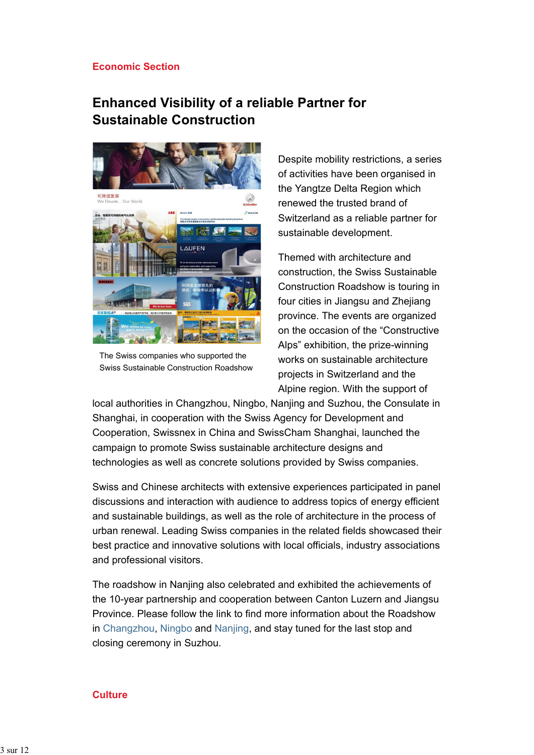## Economic Section

# Enhanced Visibility of a reliable Partner for Sustainable Construction

The Swiss companies who supported the Swiss Sustainable Construction Roadshow

Despite mobility restrictions, a series of activities have been organised in the Yangtze Delta Region which renewed the trusted brand of Switzerland as a reliable partner for sustainable development.

Themed with architecture and construction, the Swiss Sustainable Construction Roadshow is touring in four cities in Jiangsu and Zhejiang province. The events are organized on the occasion of the "Constructive Alps" exhibition, the prize-winning works on sustainable architecture projects in Switzerland and the Alpine region. With the support of local authorities in Changzhou, Ningbo, Nanjing and Suzhou, the Consulate in Shanghai, in cooperation with the Swiss Agency for Development and Cooperation, Swissnex in China and SwissCham Shanghai, launched the campaign to promote Swiss sustainable architecture designs and technologies as well as concrete solutions provided by Swiss companies.

Swiss and Chinese architects with extensive experiences participated in panel discussions and interaction with audience to address topics of energy efficient and sustainable buildings, as well as the role of architecture in the process of urban renewal. Leading Swiss companies in the related fields showcased their best practice and innovative solutions with local officials, industry associations and professional visitors.

The roadshow in Nanjing also celebrated and exhibited the achievements of the 10-year partnership and cooperation between Canton Luzern and Jiangsu Province. Please follow the link to find more information about the Roadshow in Changzhou, Ningbo and Nanjing, and stay tuned for the last stop and closing ceremony in Suzhou.

## Culture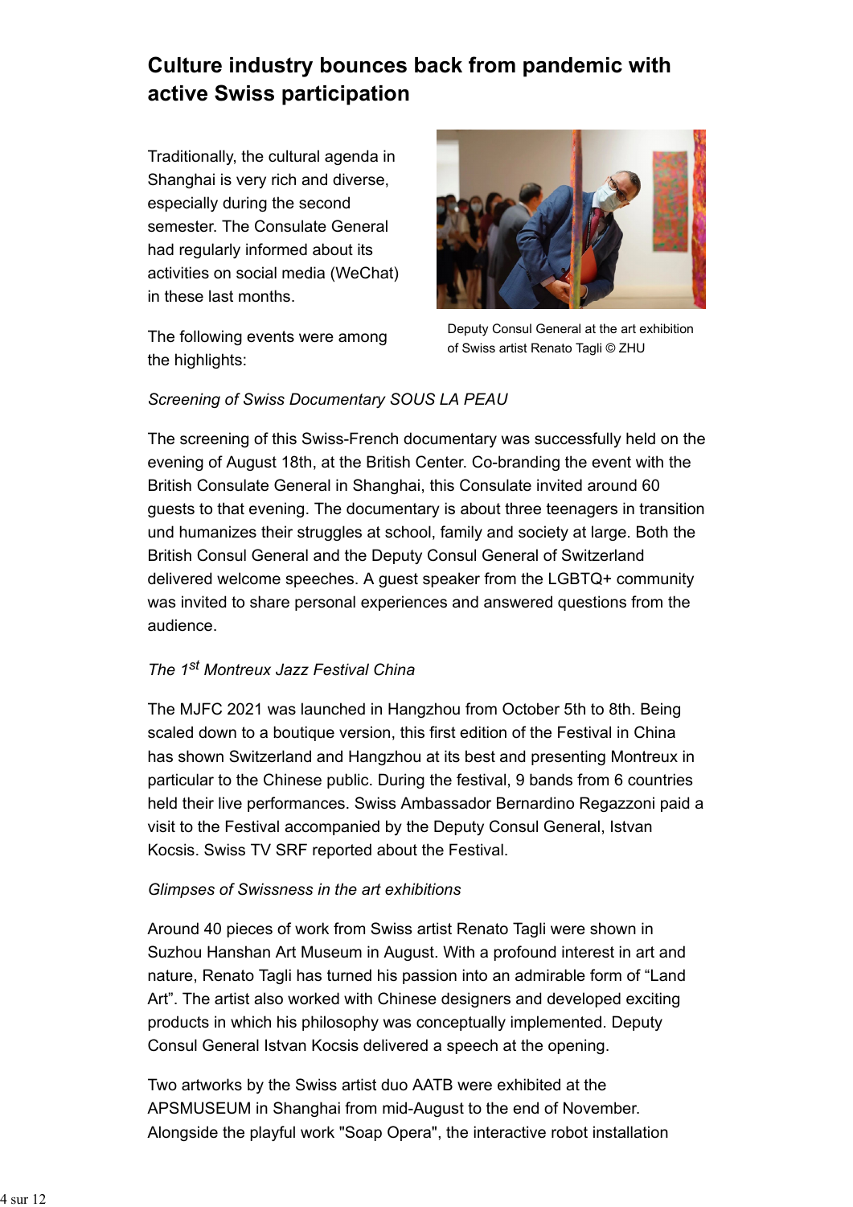## Culture industry bounces back from pandemic with active Swiss participation

Traditionally, the cultural agenda in Shanghai is very rich and diverse, especially during the second semester. The Consulate General had regularly informed about its activities on social media (WeChat) in these last months.

Deputy Consul General at the art exhibition of Swiss artist Renato Tagli © ZHU

The following events were among the highlights:

*Screening of Swiss Documentary SOUS LA PEAU*

The screening of this Swiss-French documentary was successfully held on the evening of August 18th, at the British Center. Co-branding the event with the British Consulate General in Shanghai, this Consulate invited around 60 guests to that evening. The documentary is about three teenagers in transition und humanizes their struggles at school, family and society at large. Both the British Consul General and the Deputy Consul General of Switzerland delivered welcome speeches. A guest speaker from the LGBTQ+ community was invited to share personal experiences and answered questions from the audience.

*The 1st Montreux Jazz Festival China*

The MJFC 2021 was launched in Hangzhou from October 5th to 8th. Being scaled down to a boutique version, this first edition of the Festival in China has shown Switzerland and Hangzhou at its best and presenting Montreux in particular to the Chinese public. During the festival, 9 bands from 6 countries held their live performances. Swiss Ambassador Bernardino Regazzoni paid a visit to the Festival accompanied by the Deputy Consul General, Istvan Kocsis. Swiss TV SRF reported about the Festival.

*Glimpses of Swissness in the art exhibitions*

Around 40 pieces of work from Swiss artist Renato Tagli were shown in Suzhou Hanshan Art Museum in August. With a profound interest in art and nature, Renato Tagli has turned his passion into an admirable form of “Land Art”. The artist also worked with Chinese designers and developed exciting products in which his philosophy was conceptually implemented. Deputy Consul General Istvan Kocsis delivered a speech at the opening.

Two artworks by the Swiss artist duo AATB were exhibited at the APSMUSEUM in Shanghai from mid-August to the end of November. Alongside the playful work "Soap Opera", the interactive robot installation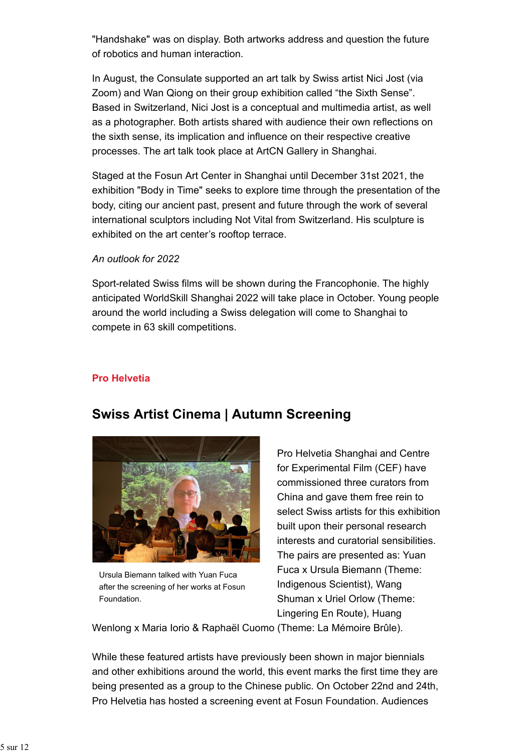"Handshake" was on display. Both artworks address and question the future of robotics and human interaction.

In August, the Consulate supported an art talk by Swiss artist Nici Jost (via Zoom) and Wan Qiong on their group exhibition called “the Sixth Sense”. Based in Switzerland, Nici Jost is a conceptual and multimedia artist, as well as a photographer. Both artists shared with audience their own reflections on the sixth sense, its implication and influence on their respective creative processes. The art talk took place at ArtCN Gallery in Shanghai.

Staged at the Fosun Art Center in Shanghai until December 31st 2021, the exhibition "Body in Time" seeks to explore time through the presentation of the body, citing our ancient past, present and future through the work of several international sculptors including Not Vital from Switzerland. His sculpture is exhibited on the art center’s rooftop terrace.

*An outlook for 2022*

Sport-related Swiss films will be shown during the Francophonie. The highly anticipated WorldSkill Shanghai 2022 will take place in October. Young people around the world including a Swiss delegation will come to Shanghai to compete in 63 skill competitions.

**Pro Helvetia**

## Swiss Artist Cinema | Autumn Screening

Ursula Biemann talked with Yuan Fuca after the screening of her works at Fosun Foundation.

Pro Helvetia Shanghai and Centre for Experimental Film (CEF) have commissioned three curators from China and gave them free rein to select Swiss artists for this exhibition built upon their personal research interests and curatorial sensibilities. The pairs are presented as: Yuan Fuca x Ursula Biemann (Theme: Indigenous Scientist), Wang Shuman x Uriel Orlow (Theme: Lingering En Route), Huang Wenlong x Maria Iorio & Raphaël Cuomo (Theme: La Mémoire Brûle).

While these featured artists have previously been shown in major biennials and other exhibitions around the world, this event marks the first time they are being presented as a group to the Chinese public. On October 22nd and 24th, Pro Helvetia has hosted a screening event at Fosun Foundation. Audiences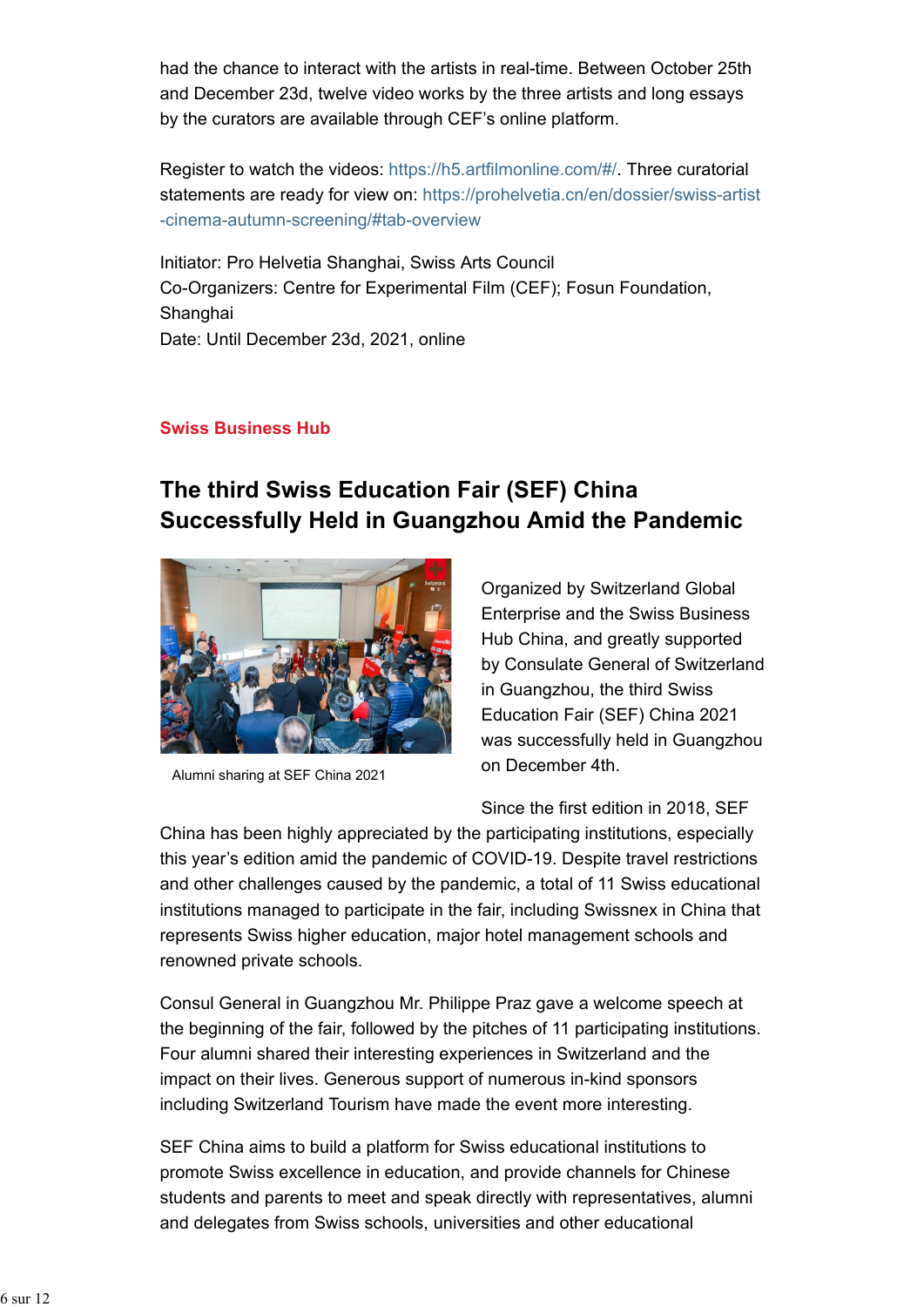had the chance to interact with the artists in real-time. Between October 25th and December 23d, twelve video works by the three artists and long essays by the curators are available through CEF's online platform.

Register to watch the videos: https://h5.artfilmonline.com/#/. Three curatorial statements are ready for view on: https://prohelvetia.cn/en/dossier/swiss-artist-cinema-autumn-screening/#tab-overview

Initiator: Pro Helvetia Shanghai, Swiss Arts Council
Co-Organizers: Centre for Experimental Film (CEF); Fosun Foundation, Shanghai
Date: Until December 23d, 2021, online

**Swiss Business Hub**

## The third Swiss Education Fair (SEF) China Successfully Held in Guangzhou Amid the Pandemic

Alumni sharing at SEF China 2021

Organized by Switzerland Global Enterprise and the Swiss Business Hub China, and greatly supported by Consulate General of Switzerland in Guangzhou, the third Swiss Education Fair (SEF) China 2021 was successfully held in Guangzhou on December 4th.

Since the first edition in 2018, SEF China has been highly appreciated by the participating institutions, especially this year's edition amid the pandemic of COVID-19. Despite travel restrictions and other challenges caused by the pandemic, a total of 11 Swiss educational institutions managed to participate in the fair, including Swissnex in China that represents Swiss higher education, major hotel management schools and renowned private schools.

Consul General in Guangzhou Mr. Philippe Praz gave a welcome speech at the beginning of the fair, followed by the pitches of 11 participating institutions. Four alumni shared their interesting experiences in Switzerland and the impact on their lives. Generous support of numerous in-kind sponsors including Switzerland Tourism have made the event more interesting.

SEF China aims to build a platform for Swiss educational institutions to promote Swiss excellence in education, and provide channels for Chinese students and parents to meet and speak directly with representatives, alumni and delegates from Swiss schools, universities and other educational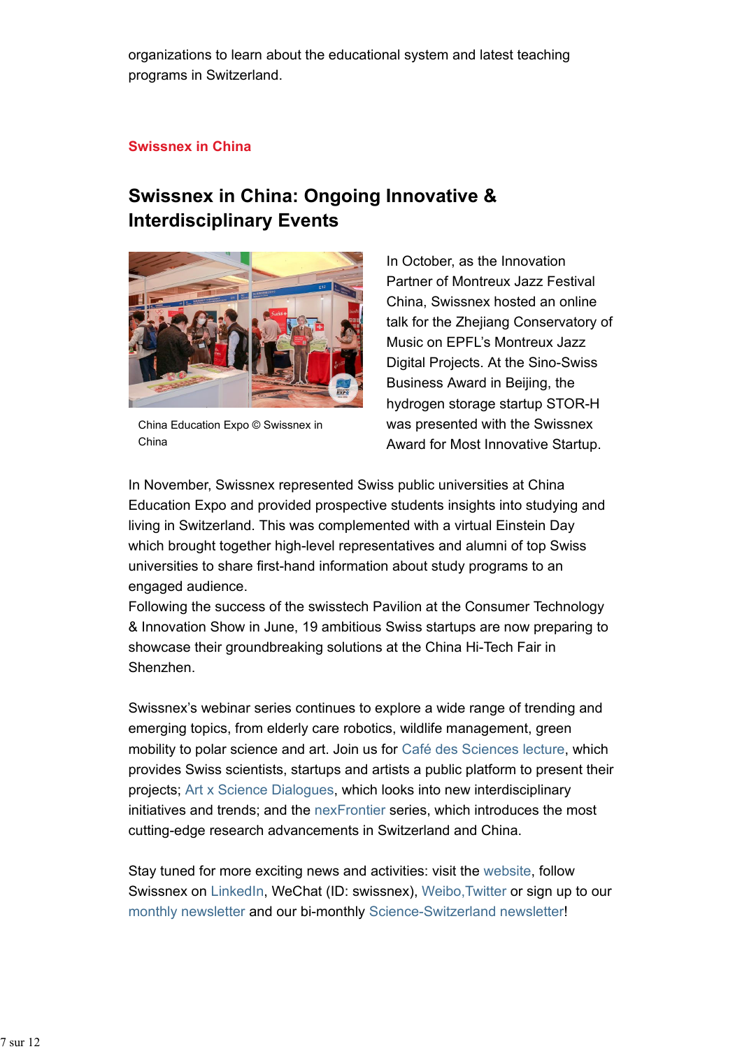organizations to learn about the educational system and latest teaching programs in Switzerland.

**Swissnex in China**

## Swissnex in China: Ongoing Innovative & Interdisciplinary Events

China Education Expo © Swissnex in China

In October, as the Innovation Partner of Montreux Jazz Festival China, Swissnex hosted an online talk for the Zhejiang Conservatory of Music on EPFL's Montreux Jazz Digital Projects. At the Sino-Swiss Business Award in Beijing, the hydrogen storage startup STOR-H was presented with the Swissnex Award for Most Innovative Startup.

In November, Swissnex represented Swiss public universities at China Education Expo and provided prospective students insights into studying and living in Switzerland. This was complemented with a virtual Einstein Day which brought together high-level representatives and alumni of top Swiss universities to share first-hand information about study programs to an engaged audience.
Following the success of the swisstech Pavilion at the Consumer Technology & Innovation Show in June, 19 ambitious Swiss startups are now preparing to showcase their groundbreaking solutions at the China Hi-Tech Fair in Shenzhen.

Swissnex's webinar series continues to explore a wide range of trending and emerging topics, from elderly care robotics, wildlife management, green mobility to polar science and art. Join us for Café des Sciences lecture, which provides Swiss scientists, startups and artists a public platform to present their projects; Art x Science Dialogues, which looks into new interdisciplinary initiatives and trends; and the nexFrontier series, which introduces the most cutting-edge research advancements in Switzerland and China.

Stay tuned for more exciting news and activities: visit the website, follow Swissnex on LinkedIn, WeChat (ID: swissnex), Weibo,Twitter or sign up to our monthly newsletter and our bi-monthly Science-Switzerland newsletter!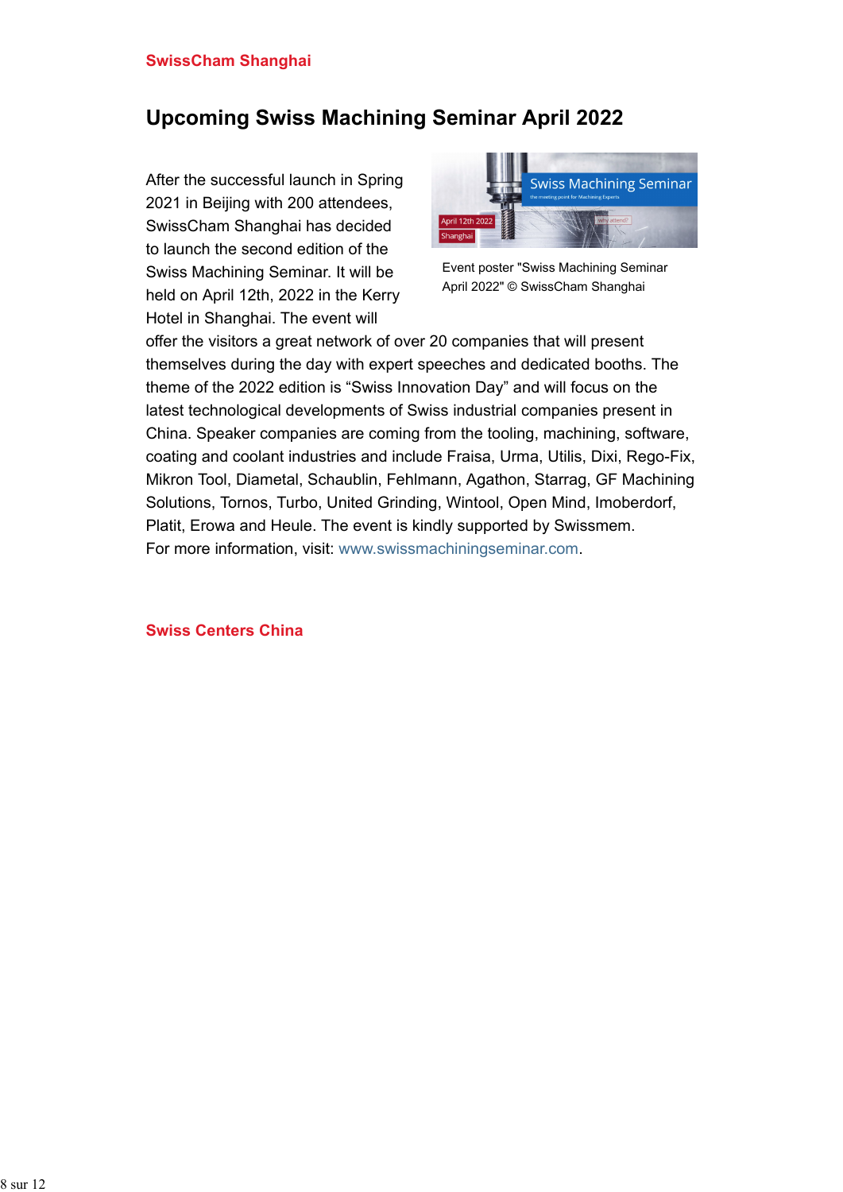**SwissCham Shanghai**

## Upcoming Swiss Machining Seminar April 2022

Event poster "Swiss Machining Seminar April 2022" © SwissCham Shanghai

After the successful launch in Spring 2021 in Beijing with 200 attendees, SwissCham Shanghai has decided to launch the second edition of the Swiss Machining Seminar. It will be held on April 12th, 2022 in the Kerry Hotel in Shanghai. The event will offer the visitors a great network of over 20 companies that will present themselves during the day with expert speeches and dedicated booths. The theme of the 2022 edition is "Swiss Innovation Day" and will focus on the latest technological developments of Swiss industrial companies present in China. Speaker companies are coming from the tooling, machining, software, coating and coolant industries and include Fraisa, Urma, Utilis, Dixi, Rego-Fix, Mikron Tool, Diametal, Schaublin, Fehlmann, Agathon, Starrag, GF Machining Solutions, Tornos, Turbo, United Grinding, Wintool, Open Mind, Imoberdorf, Platit, Erowa and Heule. The event is kindly supported by Swissmem.
For more information, visit: www.swissmachiningseminar.com.

**Swiss Centers China**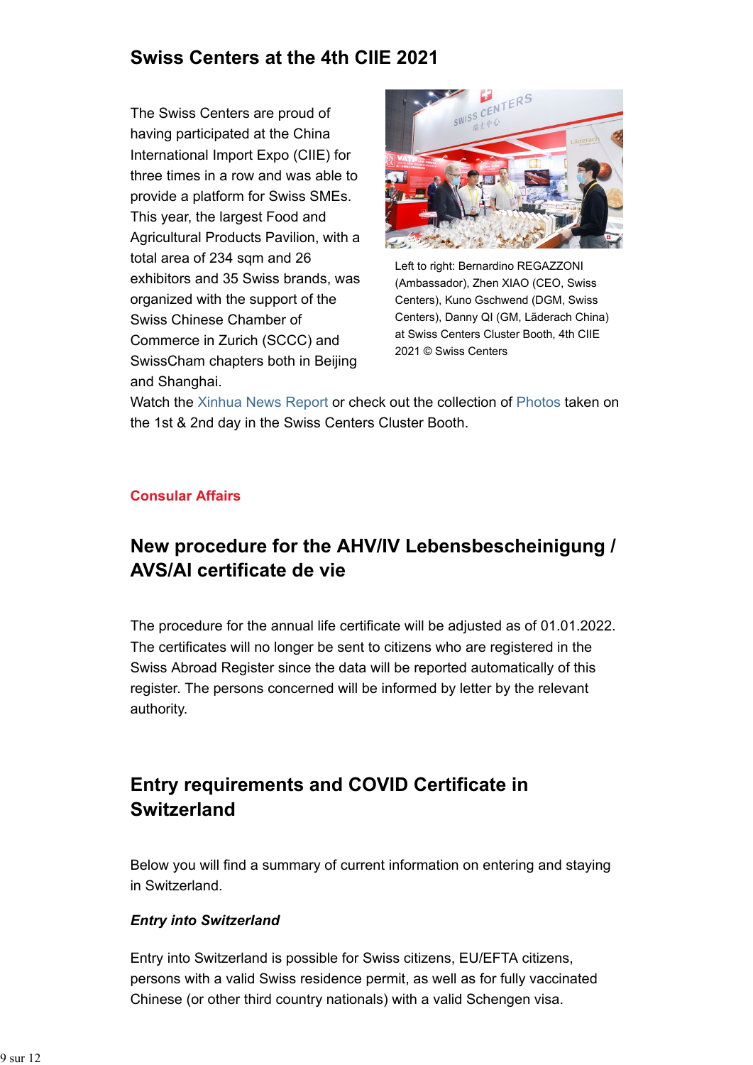## Swiss Centers at the 4th CIIE 2021

The Swiss Centers are proud of having participated at the China International Import Expo (CIIE) for three times in a row and was able to provide a platform for Swiss SMEs. This year, the largest Food and Agricultural Products Pavilion, with a total area of 234 sqm and 26 exhibitors and 35 Swiss brands, was organized with the support of the Swiss Chinese Chamber of Commerce in Zurich (SCCC) and SwissCham chapters both in Beijing and Shanghai.

Left to right: Bernardino REGAZZONI (Ambassador), Zhen XIAO (CEO, Swiss Centers), Kuno Gschwend (DGM, Swiss Centers), Danny QI (GM, Läderach China) at Swiss Centers Cluster Booth, 4th CIIE 2021 © Swiss Centers

Watch the Xinhua News Report or check out the collection of Photos taken on the 1st & 2nd day in the Swiss Centers Cluster Booth.

**Consular Affairs**

## New procedure for the AHV/IV Lebensbescheinigung / AVS/AI certificate de vie

The procedure for the annual life certificate will be adjusted as of 01.01.2022. The certificates will no longer be sent to citizens who are registered in the Swiss Abroad Register since the data will be reported automatically of this register. The persons concerned will be informed by letter by the relevant authority.

## Entry requirements and COVID Certificate in Switzerland

Below you will find a summary of current information on entering and staying in Switzerland.

***Entry into Switzerland***

Entry into Switzerland is possible for Swiss citizens, EU/EFTA citizens, persons with a valid Swiss residence permit, as well as for fully vaccinated Chinese (or other third country nationals) with a valid Schengen visa.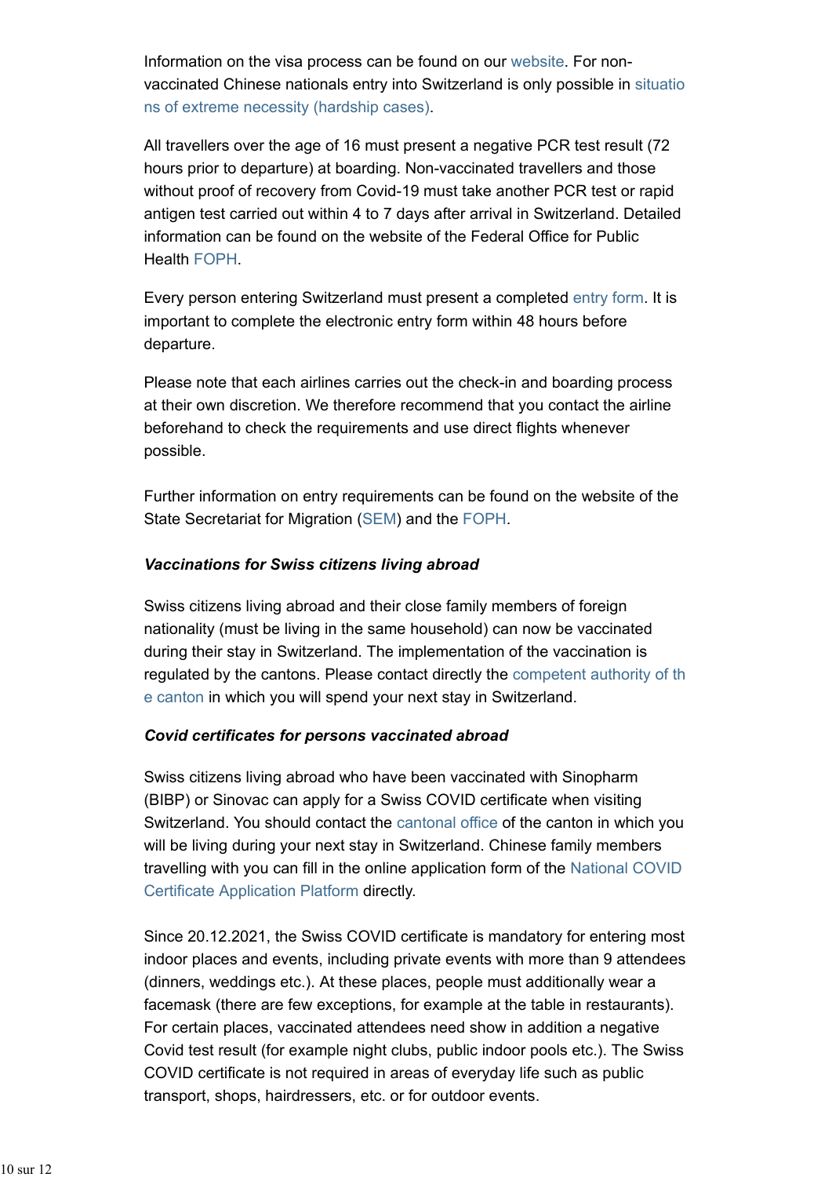Information on the visa process can be found on our website. For non-vaccinated Chinese nationals entry into Switzerland is only possible in situations of extreme necessity (hardship cases).

All travellers over the age of 16 must present a negative PCR test result (72 hours prior to departure) at boarding. Non-vaccinated travellers and those without proof of recovery from Covid-19 must take another PCR test or rapid antigen test carried out within 4 to 7 days after arrival in Switzerland. Detailed information can be found on the website of the Federal Office for Public Health FOPH.

Every person entering Switzerland must present a completed entry form. It is important to complete the electronic entry form within 48 hours before departure.

Please note that each airlines carries out the check-in and boarding process at their own discretion. We therefore recommend that you contact the airline beforehand to check the requirements and use direct flights whenever possible.

Further information on entry requirements can be found on the website of the State Secretariat for Migration (SEM) and the FOPH.

***Vaccinations for Swiss citizens living abroad***

Swiss citizens living abroad and their close family members of foreign nationality (must be living in the same household) can now be vaccinated during their stay in Switzerland. The implementation of the vaccination is regulated by the cantons. Please contact directly the competent authority of the canton in which you will spend your next stay in Switzerland.

***Covid certificates for persons vaccinated abroad***

Swiss citizens living abroad who have been vaccinated with Sinopharm (BIBP) or Sinovac can apply for a Swiss COVID certificate when visiting Switzerland. You should contact the cantonal office of the canton in which you will be living during your next stay in Switzerland. Chinese family members travelling with you can fill in the online application form of the National COVID Certificate Application Platform directly.

Since 20.12.2021, the Swiss COVID certificate is mandatory for entering most indoor places and events, including private events with more than 9 attendees (dinners, weddings etc.). At these places, people must additionally wear a facemask (there are few exceptions, for example at the table in restaurants). For certain places, vaccinated attendees need show in addition a negative Covid test result (for example night clubs, public indoor pools etc.). The Swiss COVID certificate is not required in areas of everyday life such as public transport, shops, hairdressers, etc. or for outdoor events.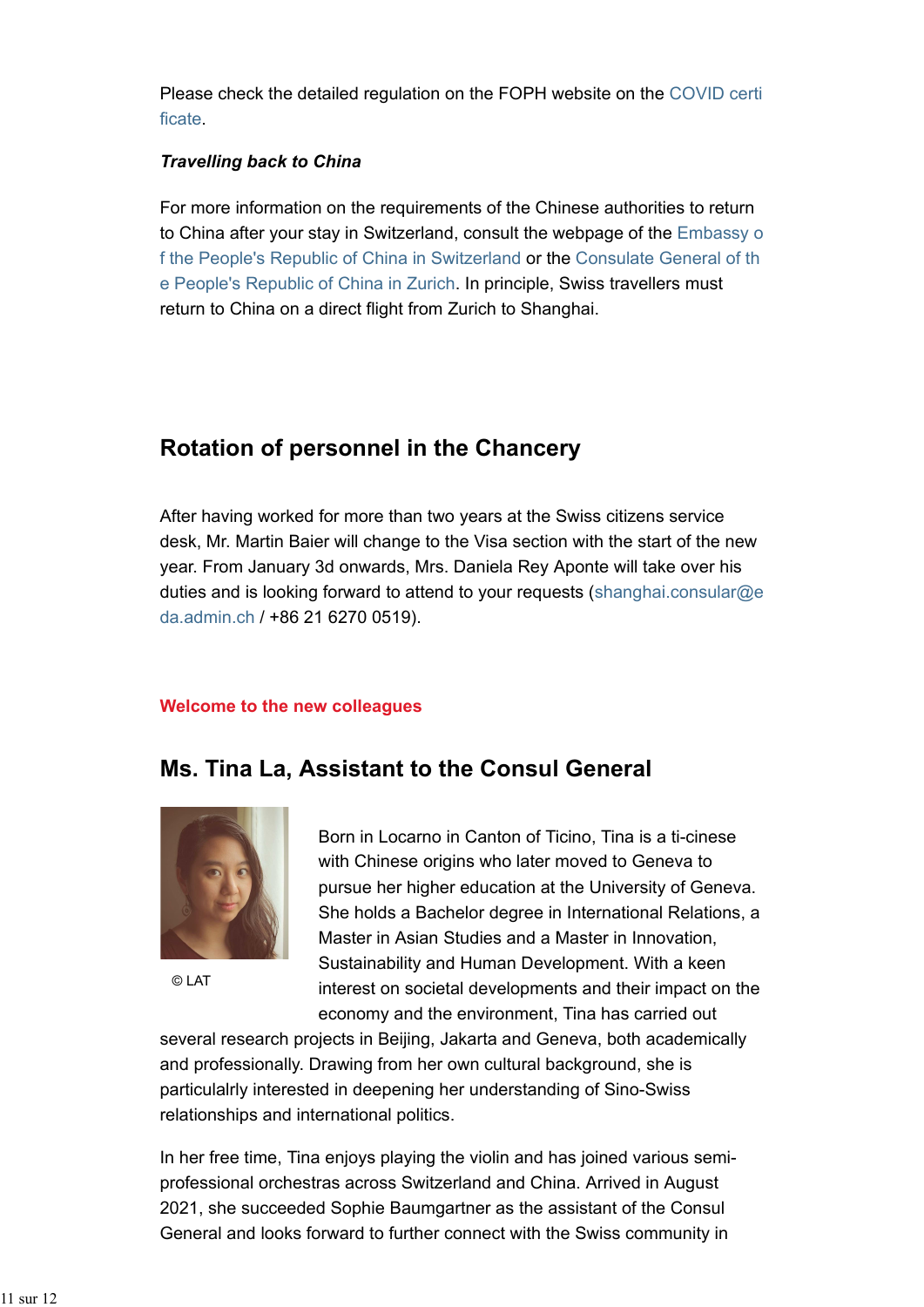Please check the detailed regulation on the FOPH website on the COVID certificate.

***Travelling back to China***

For more information on the requirements of the Chinese authorities to return to China after your stay in Switzerland, consult the webpage of the Embassy of the People's Republic of China in Switzerland or the Consulate General of the People's Republic of China in Zurich. In principle, Swiss travellers must return to China on a direct flight from Zurich to Shanghai.

## Rotation of personnel in the Chancery

After having worked for more than two years at the Swiss citizens service desk, Mr. Martin Baier will change to the Visa section with the start of the new year. From January 3d onwards, Mrs. Daniela Rey Aponte will take over his duties and is looking forward to attend to your requests (shanghai.consular@eda.admin.ch / +86 21 6270 0519).

**Welcome to the new colleagues**

## Ms. Tina La, Assistant to the Consul General

© LAT

Born in Locarno in Canton of Ticino, Tina is a ti-cinese with Chinese origins who later moved to Geneva to pursue her higher education at the University of Geneva. She holds a Bachelor degree in International Relations, a Master in Asian Studies and a Master in Innovation, Sustainability and Human Development. With a keen interest on societal developments and their impact on the economy and the environment, Tina has carried out several research projects in Beijing, Jakarta and Geneva, both academically and professionally. Drawing from her own cultural background, she is particulalrly interested in deepening her understanding of Sino-Swiss relationships and international politics.

In her free time, Tina enjoys playing the violin and has joined various semi-professional orchestras across Switzerland and China. Arrived in August 2021, she succeeded Sophie Baumgartner as the assistant of the Consul General and looks forward to further connect with the Swiss community in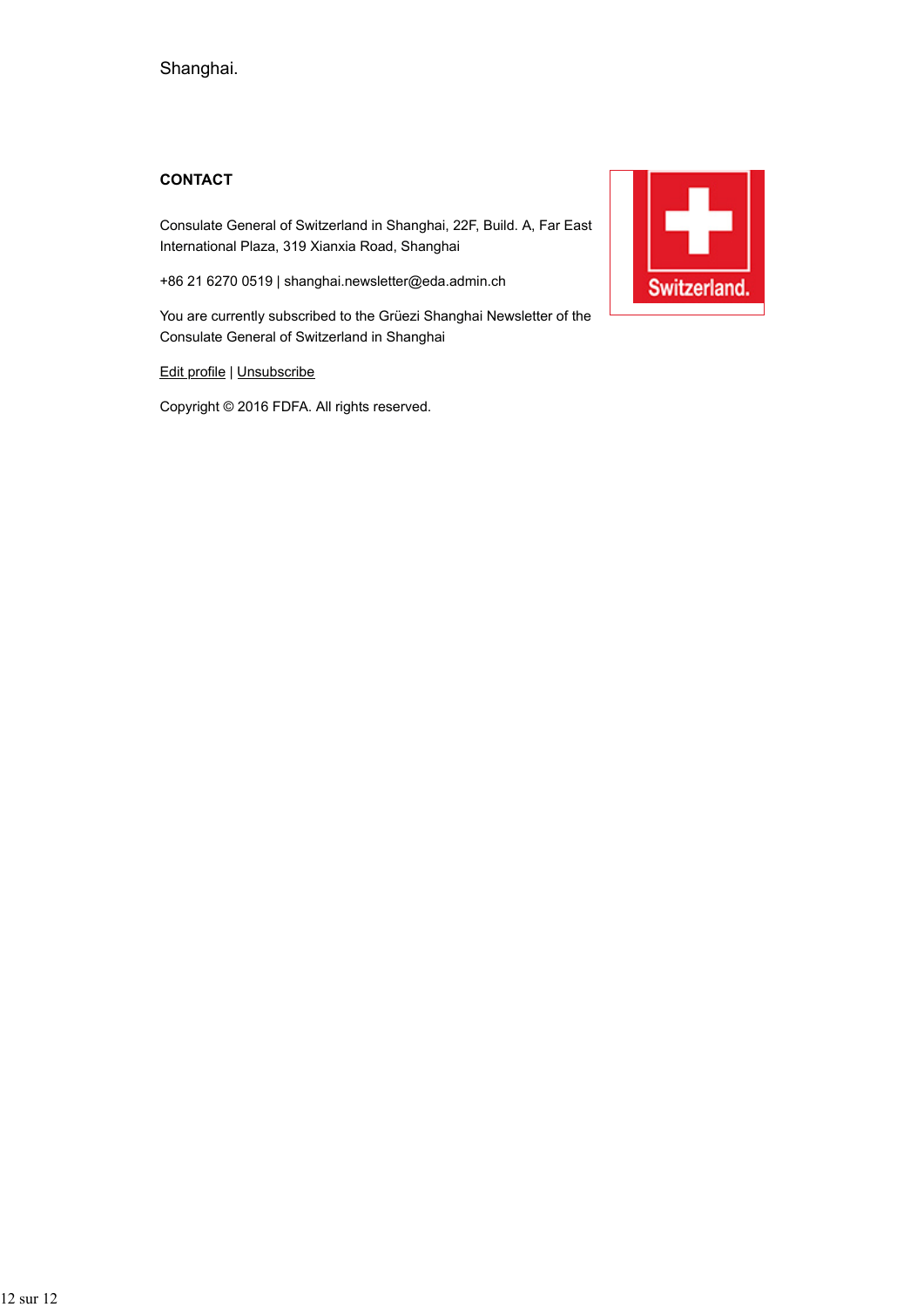Shanghai.

**CONTACT**

Consulate General of Switzerland in Shanghai, 22F, Build. A, Far East International Plaza, 319 Xianxia Road, Shanghai

+86 21 6270 0519 | shanghai.newsletter@eda.admin.ch

You are currently subscribed to the Grüezi Shanghai Newsletter of the Consulate General of Switzerland in Shanghai

Edit profile | Unsubscribe

Copyright © 2016 FDFA. All rights reserved.